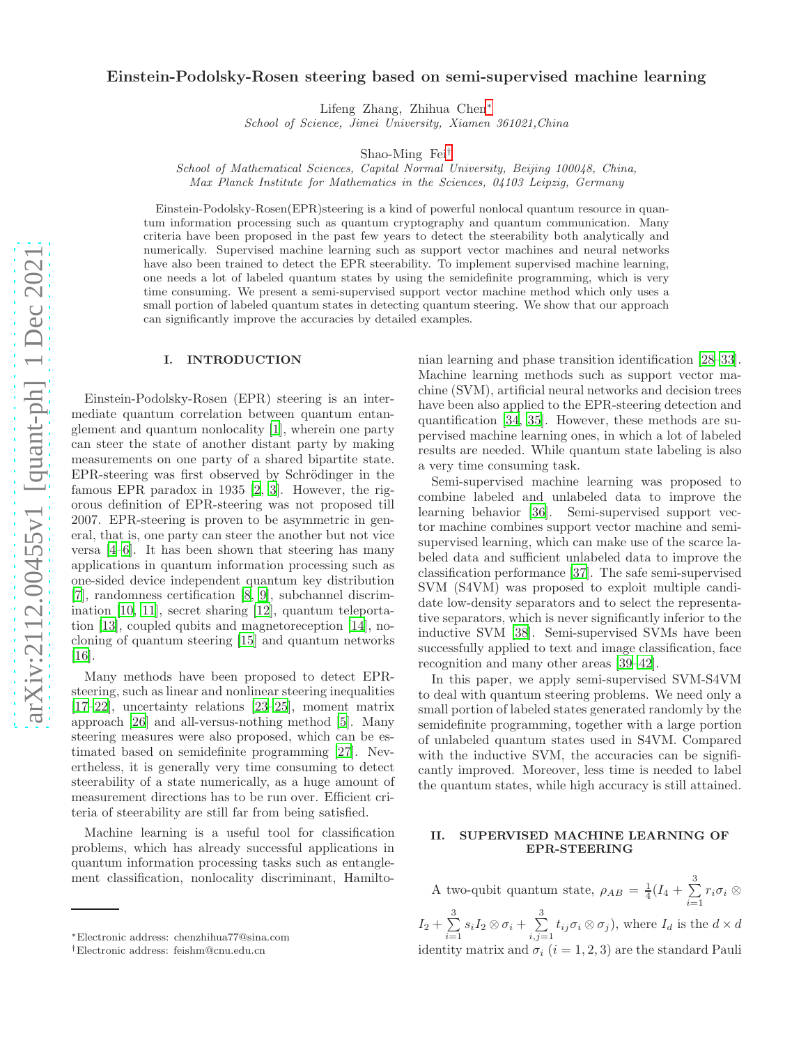# Einstein-Podolsky-Rosen steering based on semi-supervised machine learning

Lifeng Zhang, Zhihua Chen*

*School of Science, Jimei University, Xiamen 361021,China*

Shao-Ming Fei†

*School of Mathematical Sciences, Capital Normal University, Beijing 100048, China,*
*Max Planck Institute for Mathematics in the Sciences, 04103 Leipzig, Germany*

Einstein-Podolsky-Rosen(EPR)steering is a kind of powerful nonlocal quantum resource in quantum information processing such as quantum cryptography and quantum communication. Many criteria have been proposed in the past few years to detect the steerability both analytically and numerically. Supervised machine learning such as support vector machines and neural networks have also been trained to detect the EPR steerability. To implement supervised machine learning, one needs a lot of labeled quantum states by using the semidefinite programming, which is very time consuming. We present a semi-supervised support vector machine method which only uses a small portion of labeled quantum states in detecting quantum steering. We show that our approach can significantly improve the accuracies by detailed examples.

## I. INTRODUCTION

Einstein-Podolsky-Rosen (EPR) steering is an intermediate quantum correlation between quantum entanglement and quantum nonlocality [1], wherein one party can steer the state of another distant party by making measurements on one party of a shared bipartite state. EPR-steering was first observed by Schrödinger in the famous EPR paradox in 1935 [2, 3]. However, the rigorous definition of EPR-steering was not proposed till 2007. EPR-steering is proven to be asymmetric in general, that is, one party can steer the another but not vice versa [4–6]. It has been shown that steering has many applications in quantum information processing such as one-sided device independent quantum key distribution [7], randomness certification [8, 9], subchannel discrimination [10, 11], secret sharing [12], quantum teleportation [13], coupled qubits and magnetoreception [14], no-cloning of quantum steering [15] and quantum networks [16].

Many methods have been proposed to detect EPR-steering, such as linear and nonlinear steering inequalities [17–22], uncertainty relations [23–25], moment matrix approach [26] and all-versus-nothing method [5]. Many steering measures were also proposed, which can be estimated based on semidefinite programming [27]. Nevertheless, it is generally very time consuming to detect steerability of a state numerically, as a huge amount of measurement directions has to be run over. Efficient criteria of steerability are still far from being satisfied.

Machine learning is a useful tool for classification problems, which has already successful applications in quantum information processing tasks such as entanglement classification, nonlocality discriminant, Hamiltonian learning and phase transition identification [28–33]. Machine learning methods such as support vector machine (SVM), artificial neural networks and decision trees have been also applied to the EPR-steering detection and quantification [34, 35]. However, these methods are supervised machine learning ones, in which a lot of labeled results are needed. While quantum state labeling is also a very time consuming task.

Semi-supervised machine learning was proposed to combine labeled and unlabeled data to improve the learning behavior [36]. Semi-supervised support vector machine combines support vector machine and semi-supervised learning, which can make use of the scarce labeled data and sufficient unlabeled data to improve the classification performance [37]. The safe semi-supervised SVM (S4VM) was proposed to exploit multiple candidate low-density separators and to select the representative separators, which is never significantly inferior to the inductive SVM [38]. Semi-supervised SVMs have been successfully applied to text and image classification, face recognition and many other areas [39–42].

In this paper, we apply semi-supervised SVM-S4VM to deal with quantum steering problems. We need only a small portion of labeled states generated randomly by the semidefinite programming, together with a large portion of unlabeled quantum states used in S4VM. Compared with the inductive SVM, the accuracies can be significantly improved. Moreover, less time is needed to label the quantum states, while high accuracy is still attained.

## II. SUPERVISED MACHINE LEARNING OF EPR-STEERING

A two-qubit quantum state, $\rho_{AB} = \frac{1}{4}(I_4 + \sum_{i=1}^{3} r_i \sigma_i \otimes I_2 + \sum_{i=1}^{3} s_i I_2 \otimes \sigma_i + \sum_{i,j=1}^{3} t_{ij} \sigma_i \otimes \sigma_j)$, where $I_d$ is the $d \times d$ identity matrix and $\sigma_i$ ($i = 1, 2, 3$) are the standard Pauli

*Electronic address: chenzhihua77@sina.com

†Electronic address: feishm@cnu.edu.cn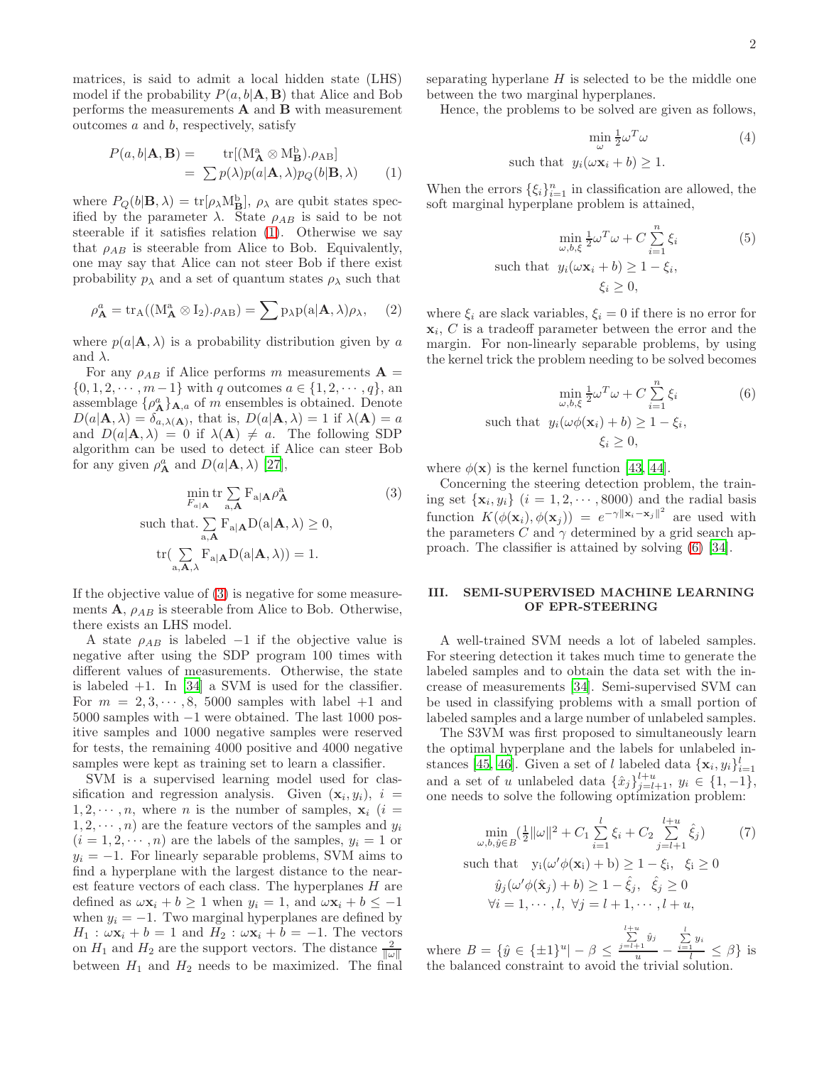matrices, is said to admit a local hidden state (LHS) model if the probability $P(a,b|\mathbf{A},\mathbf{B})$ that Alice and Bob performs the measurements $\mathbf{A}$ and $\mathbf{B}$ with measurement outcomes $a$ and $b$, respectively, satisfy

$$
\begin{aligned}
P(a,b|\mathbf{A},\mathbf{B}) = & \quad \mathrm{tr}[(\mathrm{M}^{\mathrm{a}}_{\mathbf{A}} \otimes \mathrm{M}^{\mathrm{b}}_{\mathbf{B}}).\rho_{\mathrm{AB}}] \\
= & \sum p(\lambda) p(a|\mathbf{A},\lambda) p_Q(b|\mathbf{B},\lambda) \qquad (1)
\end{aligned}
$$

where $P_Q(b|\mathbf{B},\lambda) = \mathrm{tr}[\rho_\lambda \mathrm{M}^{\mathrm{b}}_{\mathbf{B}}]$, $\rho_\lambda$ are qubit states specified by the parameter $\lambda$. State $\rho_{AB}$ is said to be not steerable if it satisfies relation (1). Otherwise we say that $\rho_{AB}$ is steerable from Alice to Bob. Equivelently, one may say that Alice can not steer Bob if there exist probability $p_\lambda$ and a set of quantum states $\rho_\lambda$ such that

$$
\rho^a_{\mathbf{A}} = \mathrm{tr}_{\mathrm{A}}((\mathrm{M}^{\mathrm{a}}_{\mathbf{A}} \otimes \mathrm{I}_2).\rho_{\mathrm{AB}}) = \sum \mathrm{p}_\lambda \mathrm{p}(\mathrm{a}|\mathbf{A},\lambda)\rho_\lambda, \qquad (2)
$$

where $p(a|\mathbf{A},\lambda)$ is a probability distribution given by $a$ and $\lambda$.

For any $\rho_{AB}$ if Alice performs $m$ measurements $\mathbf{A} = \{0,1,2,\cdots,m-1\}$ with $q$ outcomes $a \in \{1,2,\cdots,q\}$, an assemblage $\{\rho^a_{\mathbf{A}}\}_{\mathbf{A},a}$ of $m$ ensembles is obtained. Denote $D(a|\mathbf{A},\lambda) = \delta_{a,\lambda(\mathbf{A})}$, that is, $D(a|\mathbf{A},\lambda) = 1$ if $\lambda(\mathbf{A}) = a$ and $D(a|\mathbf{A},\lambda) = 0$ if $\lambda(\mathbf{A}) \neq a$. The following SDP algorithm can be used to detect if Alice can steer Bob for any given $\rho^a_{\mathbf{A}}$ and $D(a|\mathbf{A},\lambda)$ [27],

$$
\begin{aligned}
& \min_{F_{a|\mathbf{A}}} \mathrm{tr} \sum_{\mathrm{a},\mathbf{A}} \mathrm{F}_{\mathrm{a}|\mathbf{A}} \rho^{\mathrm{a}}_{\mathbf{A}} \qquad (3) \\
& \text{such that.} \sum_{\mathrm{a},\mathbf{A}} \mathrm{F}_{\mathrm{a}|\mathbf{A}} \mathrm{D}(\mathrm{a}|\mathbf{A},\lambda) \geq 0, \\
& \mathrm{tr}(\sum_{\mathrm{a},\mathbf{A},\lambda} \mathrm{F}_{\mathrm{a}|\mathbf{A}} \mathrm{D}(\mathrm{a}|\mathbf{A},\lambda)) = 1.
\end{aligned}
$$

If the objective value of (3) is negative for some measurements $\mathbf{A}$, $\rho_{AB}$ is steerable from Alice to Bob. Otherwise, there exists an LHS model.

A state $\rho_{AB}$ is labeled $-1$ if the objective value is negative after using the SDP program 100 times with different values of measurements. Otherwise, the state is labeled $+1$. In [34] a SVM is used for the classifier. For $m = 2,3,\cdots,8$, 5000 samples with label $+1$ and 5000 samples with $-1$ were obtained. The last 1000 positive samples and 1000 negative samples were reserved for tests, the remaining 4000 positive and 4000 negative samples were kept as training set to learn a classifier.

SVM is a supervised learning model used for classification and regression analysis. Given $(\mathbf{x}_i, y_i)$, $i = 1,2,\cdots,n$, where $n$ is the number of samples, $\mathbf{x}_i$ $(i = 1,2,\cdots,n)$ are the feature vectors of the samples and $y_i$ $(i = 1,2,\cdots,n)$ are the labels of the samples, $y_i = 1$ or $y_i = -1$. For linearly separable problems, SVM aims to find a hyperplane with the largest distance to the nearest feature vectors of each class. The hyperplanes $H$ are defined as $\omega\mathbf{x}_i + b \geq 1$ when $y_i = 1$, and $\omega\mathbf{x}_i + b \leq -1$ when $y_i = -1$. Two marginal hyperplanes are defined by $H_1 : \omega\mathbf{x}_i + b = 1$ and $H_2 : \omega\mathbf{x}_i + b = -1$. The vectors on $H_1$ and $H_2$ are the support vectors. The distance $\frac{2}{\|\omega\|}$ between $H_1$ and $H_2$ needs to be maximized. The final separating hyperlane $H$ is selected to be the middle one between the two marginal hyperplanes.

Hence, the problems to be solved are given as follows,

$$
\begin{aligned}
& \min_{\omega} \tfrac{1}{2}\omega^T\omega \qquad (4) \\
& \text{such that } \ y_i(\omega\mathbf{x}_i + b) \geq 1.
\end{aligned}
$$

When the errors $\{\xi_i\}_{i=1}^n$ in classification are allowed, the soft marginal hyperplane problem is attained,

$$
\begin{aligned}
& \min_{\omega,b,\xi} \tfrac{1}{2}\omega^T\omega + C\sum_{i=1}^n \xi_i \qquad (5) \\
& \text{such that } \ y_i(\omega\mathbf{x}_i + b) \geq 1 - \xi_i, \\
& \xi_i \geq 0,
\end{aligned}
$$

where $\xi_i$ are slack variables, $\xi_i = 0$ if there is no error for $\mathbf{x}_i$, $C$ is a tradeoff parameter between the error and the margin. For non-linearly separable problems, by using the kernel trick the problem needing to be solved becomes

$$
\begin{aligned}
& \min_{\omega,b,\xi} \tfrac{1}{2}\omega^T\omega + C\sum_{i=1}^n \xi_i \qquad (6) \\
& \text{such that } \ y_i(\omega\phi(\mathbf{x}_i) + b) \geq 1 - \xi_i, \\
& \xi_i \geq 0,
\end{aligned}
$$

where $\phi(\mathbf{x})$ is the kernel function [43, 44].

Concerning the steering detection problem, the training set $\{\mathbf{x}_i, y_i\}$ $(i = 1,2,\cdots,8000)$ and the radial basis function $K(\phi(\mathbf{x}_i),\phi(\mathbf{x}_j)) = e^{-\gamma\|\mathbf{x}_i - \mathbf{x}_j\|^2}$ are used with the parameters $C$ and $\gamma$ determined by a grid search approach. The classifier is attained by solving (6) [34].

## III. SEMI-SUPERVISED MACHINE LEARNING OF EPR-STEERING

A well-trained SVM needs a lot of labeled samples. For steering detection it takes much time to generate the labeled samples and to obtain the data set with the increase of measurements [34]. Semi-supervised SVM can be used in classifying problems with a small portion of labeled samples and a large number of unlabeled samples.

The S3VM was first proposed to simultaneously learn the optimal hyperplane and the labels for unlabeled instances [45, 46]. Given a set of $l$ labeled data $\{\mathbf{x}_i, y_i\}_{i=1}^l$ and a set of $u$ unlabeled data $\{\hat{x}_j\}_{j=l+1}^{l+u}$, $y_i \in \{1,-1\}$, one needs to solve the following optimization problem:

$$
\begin{aligned}
& \min_{\omega,b,\hat{y}\in B} (\tfrac{1}{2}\|\omega\|^2 + C_1\sum_{i=1}^l \xi_i + C_2\sum_{j=l+1}^{l+u} \hat{\xi}_j) \qquad (7) \\
& \text{such that } \quad \mathrm{y_i}(\omega'\phi(\mathbf{x}_\mathrm{i}) + \mathrm{b}) \geq 1 - \xi_\mathrm{i}, \ \ \xi_\mathrm{i} \geq 0 \\
& \hat{y}_j(\omega'\phi(\hat{\mathbf{x}}_j) + b) \geq 1 - \hat{\xi}_j, \ \ \hat{\xi}_j \geq 0 \\
& \forall i = 1,\cdots,l, \ \forall j = l+1,\cdots,l+u,
\end{aligned}
$$

where $B = \{\hat{y} \in \{\pm1\}^u | -\beta \leq \frac{\sum_{j=l+1}^{l+u}\hat{y}_j}{u} - \frac{\sum_{i=1}^{l} y_i}{l} \leq \beta\}$ is the balanced constraint to avoid the trivial solution.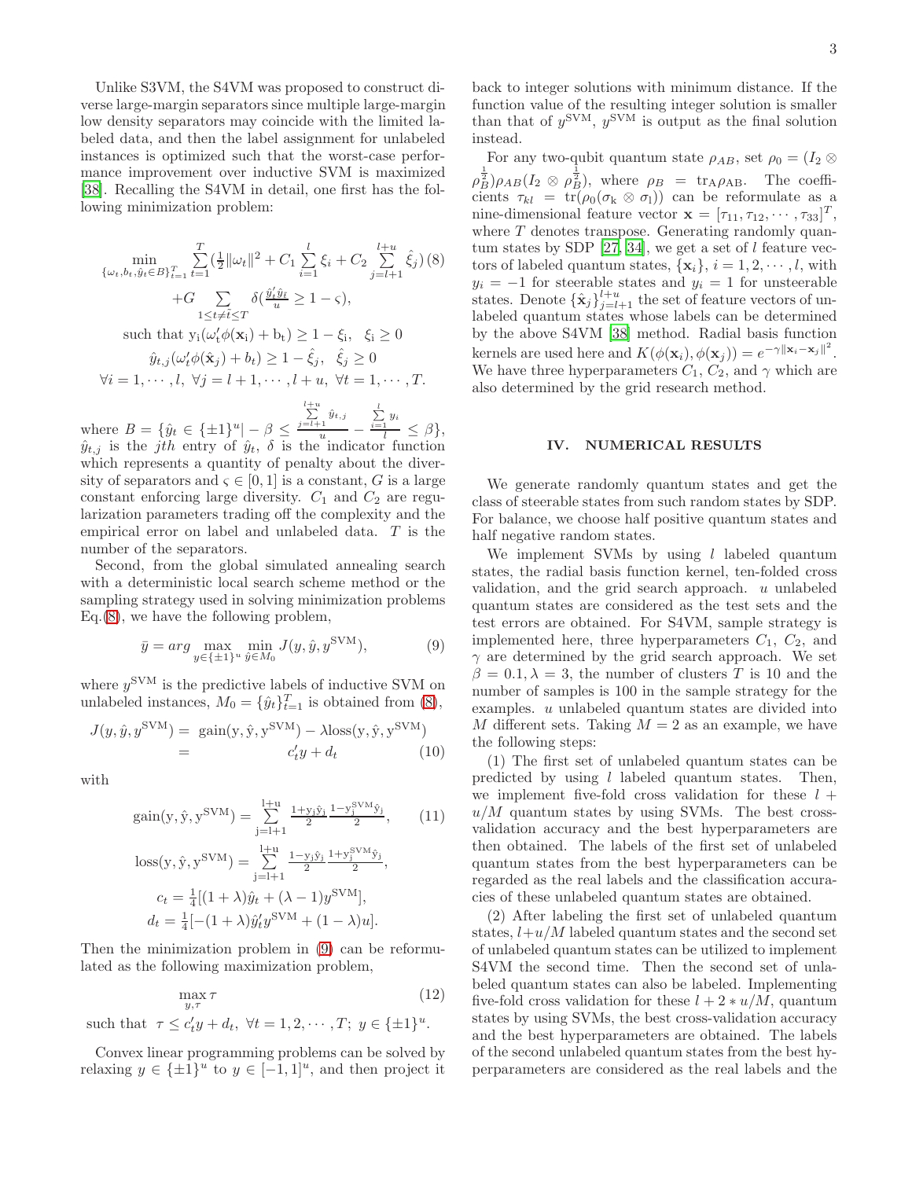Unlike S3VM, the S4VM was proposed to construct diverse large-margin separators since multiple large-margin low density separators may coincide with the limited labeled data, and then the label assignment for unlabeled instances is optimized such that the worst-case performance improvement over inductive SVM is maximized [38]. Recalling the S4VM in detail, one first has the following minimization problem:

$$
\begin{aligned}
\min_{\{\omega_t, b_t, \hat{y}_t \in B\}_{t=1}^T} & \sum_{t=1}^{T} \left(\frac{1}{2}\|\omega_t\|^2 + C_1 \sum_{i=1}^{l} \xi_i + C_2 \sum_{j=l+1}^{l+u} \hat{\xi}_j\right) \quad (8) \\
& + G \sum_{1 \le t \neq \tilde{t} \le T} \delta\left(\frac{\hat{y}_t' \hat{y}_{\tilde{t}}}{u} \ge 1 - \varsigma\right), \\
\text{such that } & \mathrm{y_i}(\omega_t' \phi(\mathbf{x}_\mathrm{i}) + \mathrm{b_t}) \ge 1 - \xi_\mathrm{i}, \ \ \xi_\mathrm{i} \ge 0 \\
& \hat{y}_{t,j}(\omega_t' \phi(\hat{\mathbf{x}}_j) + b_t) \ge 1 - \hat{\xi}_j, \ \ \hat{\xi}_j \ge 0 \\
& \forall i = 1, \cdots, l, \ \forall j = l+1, \cdots, l+u, \ \forall t = 1, \cdots, T.
\end{aligned}
$$

where $B = \{\hat{y}_t \in \{\pm 1\}^u | -\beta \le \frac{\sum_{j=l+1}^{l+u} \hat{y}_{t,j}}{u} - \frac{\sum_{i=1}^{l} y_i}{l} \le \beta\}$, $\hat{y}_{t,j}$ is the $jth$ entry of $\hat{y}_t$, $\delta$ is the indicator function which represents a quantity of penalty about the diversity of separators and $\varsigma \in [0,1]$ is a constant, $G$ is a large constant enforcing large diversity. $C_1$ and $C_2$ are regularization parameters trading off the complexity and the empirical error on label and unlabeled data. $T$ is the number of the separators.

Second, from the global simulated annealing search with a deterministic local search scheme method or the sampling strategy used in solving minimization problems Eq.(8), we have the following problem,

$$
\bar{y} = arg \max_{y \in \{\pm 1\}^u} \min_{\hat{y} \in M_0} J(y, \hat{y}, y^{\mathrm{SVM}}), \quad (9)
$$

where $y^{\mathrm{SVM}}$ is the predictive labels of inductive SVM on unlabeled instances, $M_0 = \{\hat{y}_t\}_{t=1}^T$ is obtained from (8),

$$
\begin{aligned}
J(y, \hat{y}, y^{\mathrm{SVM}}) = & \ \mathrm{gain(y, \hat{y}, y^{SVM})} - \lambda \mathrm{loss(y, \hat{y}, y^{SVM})} \\
= & \ c_t' y + d_t \quad (10)
\end{aligned}
$$

with

$$
\begin{aligned}
\mathrm{gain(y, \hat{y}, y^{SVM})} &= \sum_{\mathrm{j=l+1}}^{\mathrm{l+u}} \frac{1 + \mathrm{y_j \hat{y}_j}}{2} \frac{1 - \mathrm{y_j^{SVM} \hat{y}_j}}{2}, \quad (11) \\
\mathrm{loss(y, \hat{y}, y^{SVM})} &= \sum_{\mathrm{j=l+1}}^{\mathrm{l+u}} \frac{1 - \mathrm{y_j \hat{y}_j}}{2} \frac{1 + \mathrm{y_j^{SVM} \hat{y}_j}}{2}, \\
c_t &= \frac{1}{4}[(1+\lambda)\hat{y}_t + (\lambda - 1) y^{\mathrm{SVM}}], \\
d_t &= \frac{1}{4}[-(1+\lambda)\hat{y}_t' y^{\mathrm{SVM}} + (1-\lambda)u].
\end{aligned}
$$

Then the minimization problem in (9) can be reformulated as the following maximization problem,

$$
\begin{aligned}
& \max_{y, \tau} \tau \quad (12) \\
& \text{such that } \ \tau \le c_t' y + d_t, \ \forall t = 1, 2, \cdots, T; \ y \in \{\pm 1\}^u.
\end{aligned}
$$

Convex linear programming problems can be solved by relaxing $y \in \{\pm 1\}^u$ to $y \in [-1, 1]^u$, and then project it back to integer solutions with minimum distance. If the function value of the resulting integer solution is smaller than that of $y^{\mathrm{SVM}}$, $y^{\mathrm{SVM}}$ is output as the final solution instead.

For any two-qubit quantum state $\rho_{AB}$, set $\rho_0 = (I_2 \otimes \rho_B^{\frac{1}{2}}) \rho_{AB} (I_2 \otimes \rho_B^{\frac{1}{2}})$, where $\rho_B = \mathrm{tr_A} \rho_{\mathrm{AB}}$. The coefficients $\tau_{kl} = \mathrm{tr}(\rho_0(\sigma_\mathrm{k} \otimes \sigma_\mathrm{l}))$ can be reformulate as a nine-dimensional feature vector $\mathbf{x} = [\tau_{11}, \tau_{12}, \cdots, \tau_{33}]^T$, where $T$ denotes transpose. Generating randomly quantum states by SDP [27, 34], we get a set of $l$ feature vectors of labeled quantum states, $\{\mathbf{x}_i\}$, $i = 1, 2, \cdots, l$, with $y_i = -1$ for steerable states and $y_i = 1$ for unsteerable states. Denote $\{\hat{\mathbf{x}}_j\}_{j=l+1}^{l+u}$ the set of feature vectors of unlabeled quantum states whose labels can be determined by the above S4VM [38] method. Radial basis function kernels are used here and $K(\phi(\mathbf{x}_i), \phi(\mathbf{x}_j)) = e^{-\gamma \|\mathbf{x}_i - \mathbf{x}_j\|^2}$. We have three hyperparameters $C_1$, $C_2$, and $\gamma$ which are also determined by the grid research method.

## IV. NUMERICAL RESULTS

We generate randomly quantum states and get the class of steerable states from such random states by SDP. For balance, we choose half positive quantum states and half negative random states.

We implement SVMs by using $l$ labeled quantum states, the radial basis function kernel, ten-folded cross validation, and the grid search approach. $u$ unlabeled quantum states are considered as the test sets and the test errors are obtained. For S4VM, sample strategy is implemented here, three hyperparameters $C_1$, $C_2$, and $\gamma$ are determined by the grid search approach. We set $\beta = 0.1, \lambda = 3$, the number of clusters $T$ is 10 and the number of samples is 100 in the sample strategy for the examples. $u$ unlabeled quantum states are divided into $M$ different sets. Taking $M = 2$ as an example, we have the following steps:

(1) The first set of unlabeled quantum states can be predicted by using $l$ labeled quantum states. Then, we implement five-fold cross validation for these $l + u/M$ quantum states by using SVMs. The best cross-validation accuracy and the best hyperparameters are then obtained. The labels of the first set of unlabeled quantum states from the best hyperparameters can be regarded as the real labels and the classification accuracies of these unlabeled quantum states are obtained.

(2) After labeling the first set of unlabeled quantum states, $l + u/M$ labeled quantum states and the second set of unlabeled quantum states can be utilized to implement S4VM the second time. Then the second set of unlabeled quantum states can also be labeled. Implementing five-fold cross validation for these $l + 2 * u/M$, quantum states by using SVMs, the best cross-validation accuracy and the best hyperparameters are obtained. The labels of the second unlabeled quantum states from the best hyperparameters are considered as the real labels and the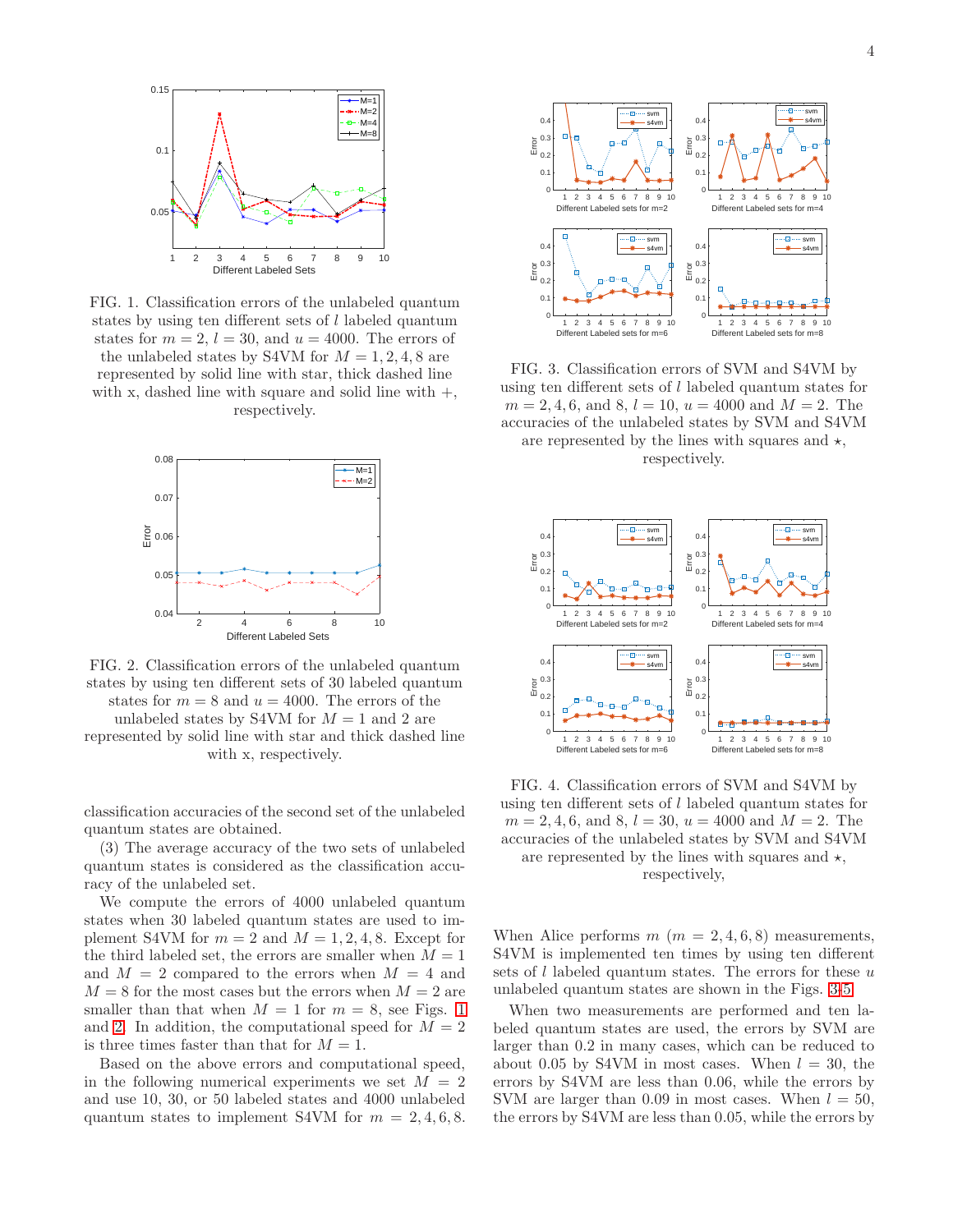FIG. 1. Classification errors of the unlabeled quantum states by using ten different sets of $l$ labeled quantum states for $m = 2$, $l = 30$, and $u = 4000$. The errors of the unlabeled states by S4VM for $M = 1, 2, 4, 8$ are represented by solid line with star, thick dashed line with x, dashed line with square and solid line with +, respectively.

FIG. 2. Classification errors of the unlabeled quantum states by using ten different sets of 30 labeled quantum states for $m = 8$ and $u = 4000$. The errors of the unlabeled states by S4VM for $M = 1$ and 2 are represented by solid line with star and thick dashed line with x, respectively.

classification accuracies of the second set of the unlabeled quantum states are obtained.

(3) The average accuracy of the two sets of unlabeled quantum states is considered as the classification accuracy of the unlabeled set.

We compute the errors of 4000 unlabeled quantum states when 30 labeled quantum states are used to implement S4VM for $m = 2$ and $M = 1, 2, 4, 8$. Except for the third labeled set, the errors are smaller when $M = 1$ and $M = 2$ compared to the errors when $M = 4$ and $M = 8$ for the most cases but the errors when $M = 2$ are smaller than that when $M = 1$ for $m = 8$, see Figs. 1 and 2. In addition, the computational speed for $M = 2$ is three times faster than that for $M = 1$.

Based on the above errors and computational speed, in the following numerical experiments we set $M = 2$ and use 10, 30, or 50 labeled states and 4000 unlabeled quantum states to implement S4VM for $m = 2, 4, 6, 8$.

FIG. 3. Classification errors of SVM and S4VM by using ten different sets of $l$ labeled quantum states for $m = 2, 4, 6,$ and 8, $l = 10$, $u = 4000$ and $M = 2$. The accuracies of the unlabeled states by SVM and S4VM are represented by the lines with squares and $\star$, respectively.

FIG. 4. Classification errors of SVM and S4VM by using ten different sets of $l$ labeled quantum states for $m = 2, 4, 6,$ and 8, $l = 30$, $u = 4000$ and $M = 2$. The accuracies of the unlabeled states by SVM and S4VM are represented by the lines with squares and $\star$, respectively,

When Alice performs $m$ ($m = 2, 4, 6, 8$) measurements, S4VM is implemented ten times by using ten different sets of $l$ labeled quantum states. The errors for these $u$ unlabeled quantum states are shown in the Figs. 3-5.

When two measurements are performed and ten labeled quantum states are used, the errors by SVM are larger than 0.2 in many cases, which can be reduced to about 0.05 by S4VM in most cases. When $l = 30$, the errors by S4VM are less than 0.06, while the errors by SVM are larger than 0.09 in most cases. When $l = 50$, the errors by S4VM are less than 0.05, while the errors by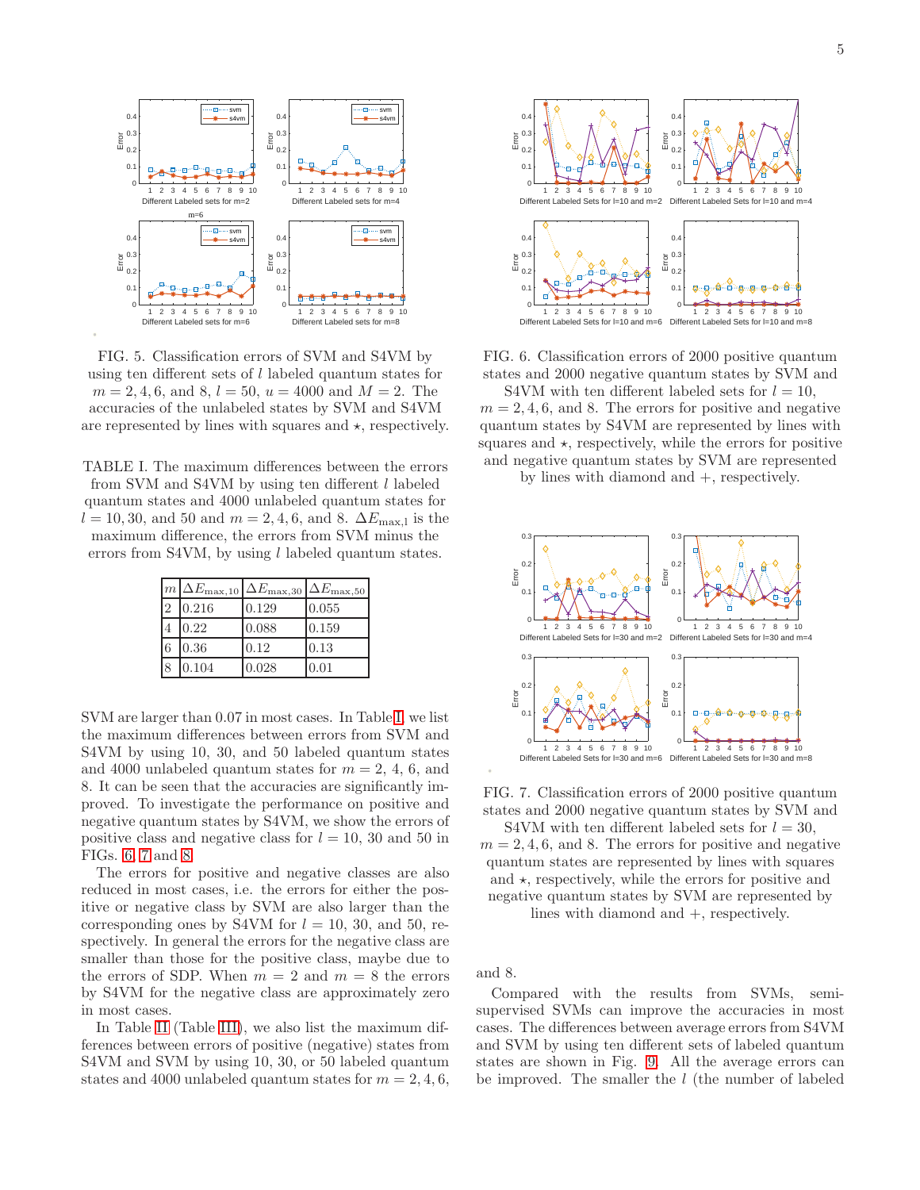FIG. 5. Classification errors of SVM and S4VM by using ten different sets of $l$ labeled quantum states for $m = 2, 4, 6$, and 8, $l = 50$, $u = 4000$ and $M = 2$. The accuracies of the unlabeled states by SVM and S4VM are represented by lines with squares and $\star$, respectively.

TABLE I. The maximum differences between the errors from SVM and S4VM by using ten different $l$ labeled quantum states and 4000 unlabeled quantum states for $l = 10, 30$, and 50 and $m = 2, 4, 6$, and 8. $\Delta E_{\max,l}$ is the maximum difference, the errors from SVM minus the errors from S4VM, by using $l$ labeled quantum states.

| $m$ | $\Delta E_{\max,10}$ | $\Delta E_{\max,30}$ | $\Delta E_{\max,50}$ |
|---|---|---|---|
| 2 | 0.216 | 0.129 | 0.055 |
| 4 | 0.22 | 0.088 | 0.159 |
| 6 | 0.36 | 0.12 | 0.13 |
| 8 | 0.104 | 0.028 | 0.01 |

SVM are larger than 0.07 in most cases. In Table I, we list the maximum differences between errors from SVM and S4VM by using 10, 30, and 50 labeled quantum states and 4000 unlabeled quantum states for $m = 2$, 4, 6, and 8. It can be seen that the accuracies are significantly improved. To investigate the performance on positive and negative quantum states by S4VM, we show the errors of positive class and negative class for $l = 10$, 30 and 50 in FIGs. 6, 7 and 8.

The errors for positive and negative classes are also reduced in most cases, i.e. the errors for either the positive or negative class by SVM are also larger than the corresponding ones by S4VM for $l = 10$, 30, and 50, respectively. In general the errors for the negative class are smaller than those for the positive class, maybe due to the errors of SDP. When $m = 2$ and $m = 8$ the errors by S4VM for the negative class are approximately zero in most cases.

In Table II (Table III), we also list the maximum differences between errors of positive (negative) states from S4VM and SVM by using 10, 30, or 50 labeled quantum states and 4000 unlabeled quantum states for $m = 2, 4, 6$, and 8.

FIG. 6. Classification errors of 2000 positive quantum states and 2000 negative quantum states by SVM and S4VM with ten different labeled sets for $l = 10$, $m = 2, 4, 6$, and 8. The errors for positive and negative quantum states by S4VM are represented by lines with squares and $\star$, respectively, while the errors for positive and negative quantum states by SVM are represented by lines with diamond and $+$, respectively.

FIG. 7. Classification errors of 2000 positive quantum states and 2000 negative quantum states by SVM and S4VM with ten different labeled sets for $l = 30$, $m = 2, 4, 6$, and 8. The errors for positive and negative quantum states are represented by lines with squares and $\star$, respectively, while the errors for positive and negative quantum states by SVM are represented by lines with diamond and $+$, respectively.

Compared with the results from SVMs, semi-supervised SVMs can improve the accuracies in most cases. The differences between average errors from S4VM and SVM by using ten different sets of labeled quantum states are shown in Fig. 9. All the average errors can be improved. The smaller the $l$ (the number of labeled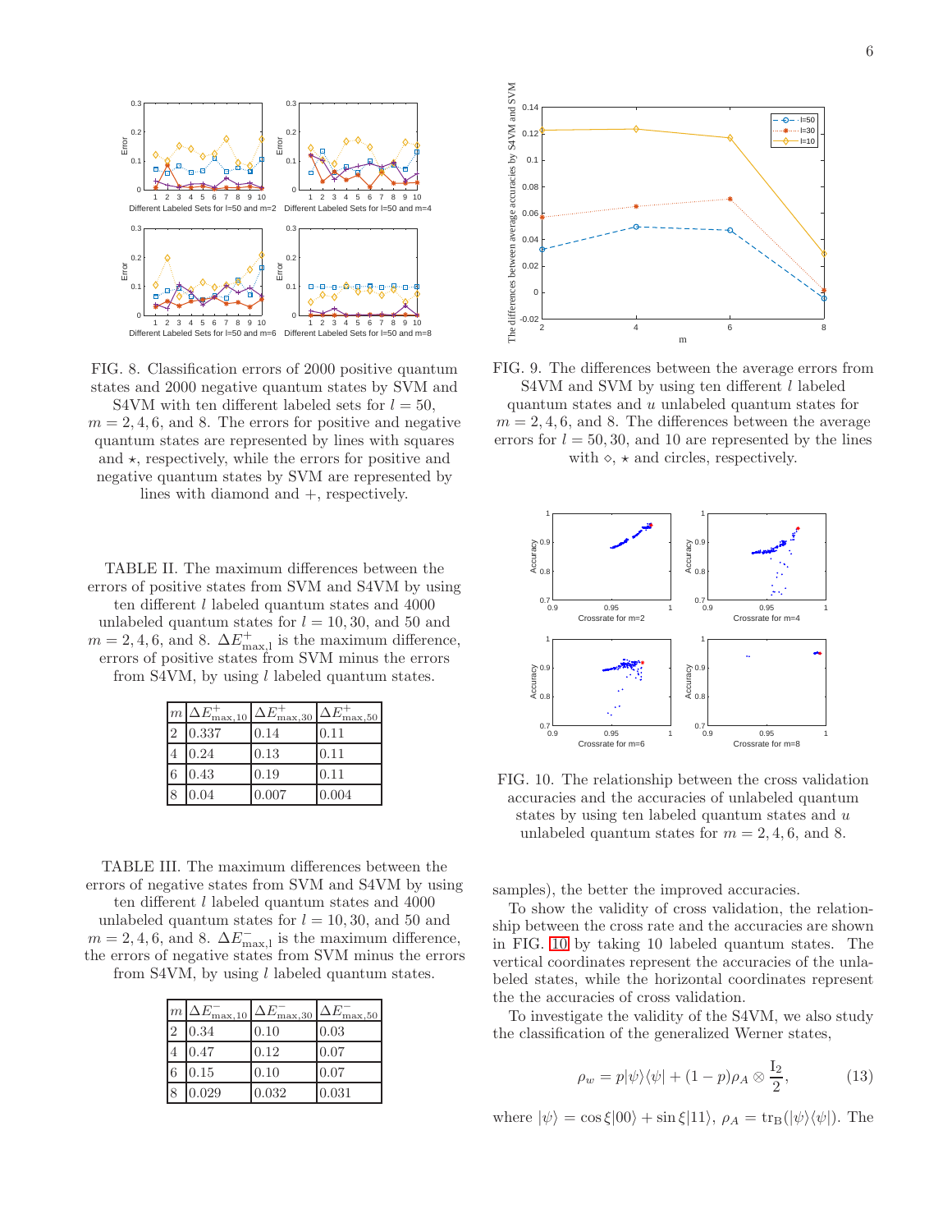FIG. 8. Classification errors of 2000 positive quantum states and 2000 negative quantum states by SVM and S4VM with ten different labeled sets for $l = 50$, $m = 2, 4, 6$, and 8. The errors for positive and negative quantum states are represented by lines with squares and $\star$, respectively, while the errors for positive and negative quantum states by SVM are represented by lines with diamond and +, respectively.

TABLE II. The maximum differences between the errors of positive states from SVM and S4VM by using ten different $l$ labeled quantum states and 4000 unlabeled quantum states for $l = 10, 30$, and 50 and $m = 2, 4, 6$, and 8. $\Delta E^{+}_{\max,l}$ is the maximum difference, errors of positive states from SVM minus the errors from S4VM, by using $l$ labeled quantum states.

| $m$ | $\Delta E^{+}_{\max,10}$ | $\Delta E^{+}_{\max,30}$ | $\Delta E^{+}_{\max,50}$ |
|---|---|---|---|
| 2 | 0.337 | 0.14 | 0.11 |
| 4 | 0.24 | 0.13 | 0.11 |
| 6 | 0.43 | 0.19 | 0.11 |
| 8 | 0.04 | 0.007 | 0.004 |

TABLE III. The maximum differences between the errors of negative states from SVM and S4VM by using ten different $l$ labeled quantum states and 4000 unlabeled quantum states for $l = 10, 30$, and 50 and $m = 2, 4, 6$, and 8. $\Delta E^{-}_{\max,l}$ is the maximum difference, the errors of negative states from SVM minus the errors from S4VM, by using $l$ labeled quantum states.

| $m$ | $\Delta E^{-}_{\max,10}$ | $\Delta E^{-}_{\max,30}$ | $\Delta E^{-}_{\max,50}$ |
|---|---|---|---|
| 2 | 0.34 | 0.10 | 0.03 |
| 4 | 0.47 | 0.12 | 0.07 |
| 6 | 0.15 | 0.10 | 0.07 |
| 8 | 0.029 | 0.032 | 0.031 |

FIG. 9. The differences between the average errors from S4VM and SVM by using ten different $l$ labeled quantum states and $u$ unlabeled quantum states for $m = 2, 4, 6$, and 8. The differences between the average errors for $l = 50, 30$, and 10 are represented by the lines with $\diamond$, $\star$ and circles, respectively.

FIG. 10. The relationship between the cross validation accuracies and the accuracies of unlabeled quantum states by using ten labeled quantum states and $u$ unlabeled quantum states for $m = 2, 4, 6$, and 8.

samples), the better the improved accuracies.

To show the validity of cross validation, the relationship between the cross rate and the accuracies are shown in FIG. 10 by taking 10 labeled quantum states. The vertical coordinates represent the accuracies of the unlabeled states, while the horizontal coordinates represent the the accuracies of cross validation.

To investigate the validity of the S4VM, we also study the classification of the generalized Werner states,

$$\rho_w = p|\psi\rangle\langle\psi| + (1-p)\rho_A \otimes \frac{\mathrm{I}_2}{2}, \tag{13}$$

where $|\psi\rangle = \cos\xi|00\rangle + \sin\xi|11\rangle$, $\rho_A = \mathrm{tr}_{\mathrm{B}}(|\psi\rangle\langle\psi|)$. The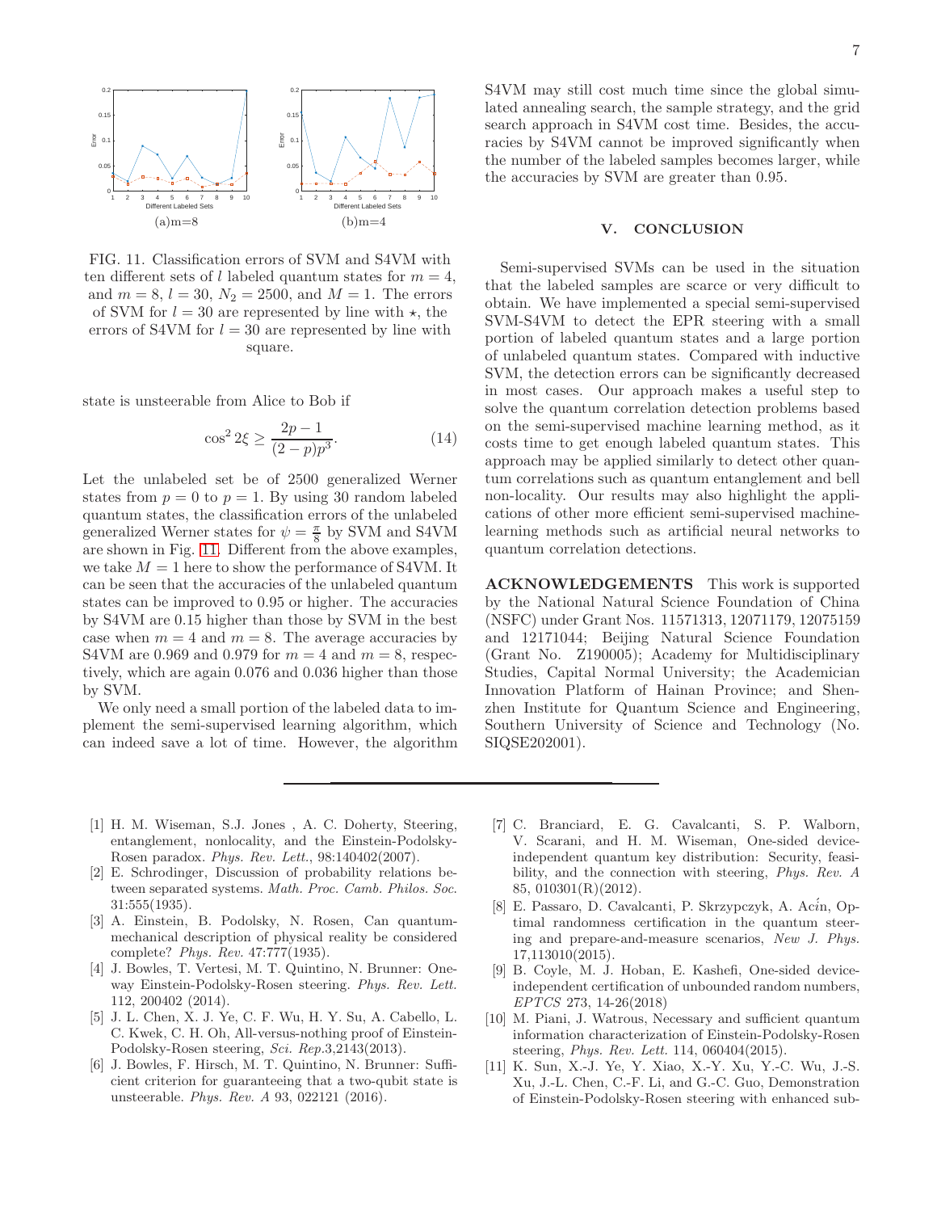FIG. 11. Classification errors of SVM and S4VM with ten different sets of $l$ labeled quantum states for $m = 4$, and $m = 8$, $l = 30$, $N_2 = 2500$, and $M = 1$. The errors of SVM for $l = 30$ are represented by line with $\star$, the errors of S4VM for $l = 30$ are represented by line with square.

state is unsteerable from Alice to Bob if

$$\cos^2 2\xi \geq \frac{2p-1}{(2-p)p^3}. \tag{14}$$

Let the unlabeled set be of 2500 generalized Werner states from $p = 0$ to $p = 1$. By using 30 random labeled quantum states, the classification errors of the unlabeled generalized Werner states for $\psi = \frac{\pi}{8}$ by SVM and S4VM are shown in Fig. 11. Different from the above examples, we take $M = 1$ here to show the performance of S4VM. It can be seen that the accuracies of the unlabeled quantum states can be improved to 0.95 or higher. The accuracies by S4VM are 0.15 higher than those by SVM in the best case when $m = 4$ and $m = 8$. The average accuracies by S4VM are 0.969 and 0.979 for $m = 4$ and $m = 8$, respectively, which are again 0.076 and 0.036 higher than those by SVM.

We only need a small portion of the labeled data to implement the semi-supervised learning algorithm, which can indeed save a lot of time. However, the algorithm S4VM may still cost much time since the global simulated annealing search, the sample strategy, and the grid search approach in S4VM cost time. Besides, the accuracies by S4VM cannot be improved significantly when the number of the labeled samples becomes larger, while the accuracies by SVM are greater than 0.95.

## V. CONCLUSION

Semi-supervised SVMs can be used in the situation that the labeled samples are scarce or very difficult to obtain. We have implemented a special semi-supervised SVM-S4VM to detect the EPR steering with a small portion of labeled quantum states and a large portion of unlabeled quantum states. Compared with inductive SVM, the detection errors can be significantly decreased in most cases. Our approach makes a useful step to solve the quantum correlation detection problems based on the semi-supervised machine learning method, as it costs time to get enough labeled quantum states. This approach may be applied similarly to detect other quantum correlations such as quantum entanglement and bell non-locality. Our results may also highlight the applications of other more efficient semi-supervised machine-learning methods such as artificial neural networks to quantum correlation detections.

**ACKNOWLEDGEMENTS** This work is supported by the National Natural Science Foundation of China (NSFC) under Grant Nos. 11571313, 12071179, 12075159 and 12171044; Beijing Natural Science Foundation (Grant No. Z190005); Academy for Multidisciplinary Studies, Capital Normal University; the Academician Innovation Platform of Hainan Province; and Shenzhen Institute for Quantum Science and Engineering, Southern University of Science and Technology (No. SIQSE202001).

---

[1] H. M. Wiseman, S.J. Jones , A. C. Doherty, Steering, entanglement, nonlocality, and the Einstein-Podolsky-Rosen paradox. *Phys. Rev. Lett.*, 98:140402(2007).

[2] E. Schrodinger, Discussion of probability relations between separated systems. *Math. Proc. Camb. Philos. Soc*. 31:555(1935).

[3] A. Einstein, B. Podolsky, N. Rosen, Can quantum-mechanical description of physical reality be considered complete? *Phys. Rev.* 47:777(1935).

[4] J. Bowles, T. Vertesi, M. T. Quintino, N. Brunner: One-way Einstein-Podolsky-Rosen steering. *Phys. Rev. Lett.* 112, 200402 (2014).

[5] J. L. Chen, X. J. Ye, C. F. Wu, H. Y. Su, A. Cabello, L. C. Kwek, C. H. Oh, All-versus-nothing proof of Einstein-Podolsky-Rosen steering, *Sci. Rep.*3,2143(2013).

[6] J. Bowles, F. Hirsch, M. T. Quintino, N. Brunner: Sufficient criterion for guaranteeing that a two-qubit state is unsteerable. *Phys. Rev. A* 93, 022121 (2016).

[7] C. Branciard, E. G. Cavalcanti, S. P. Walborn, V. Scarani, and H. M. Wiseman, One-sided device-independent quantum key distribution: Security, feasibility, and the connection with steering, *Phys. Rev. A* 85, 010301(R)(2012).

[8] E. Passaro, D. Cavalcanti, P. Skrzypczyk, A. Aciń, Optimal randomness certification in the quantum steering and prepare-and-measure scenarios, *New J. Phys.* 17,113010(2015).

[9] B. Coyle, M. J. Hoban, E. Kashefi, One-sided device-independent certification of unbounded random numbers, *EPTCS* 273, 14-26(2018)

[10] M. Piani, J. Watrous, Necessary and sufficient quantum information characterization of Einstein-Podolsky-Rosen steering, *Phys. Rev. Lett.* 114, 060404(2015).

[11] K. Sun, X.-J. Ye, Y. Xiao, X.-Y. Xu, Y.-C. Wu, J.-S. Xu, J.-L. Chen, C.-F. Li, and G.-C. Guo, Demonstration of Einstein-Podolsky-Rosen steering with enhanced sub-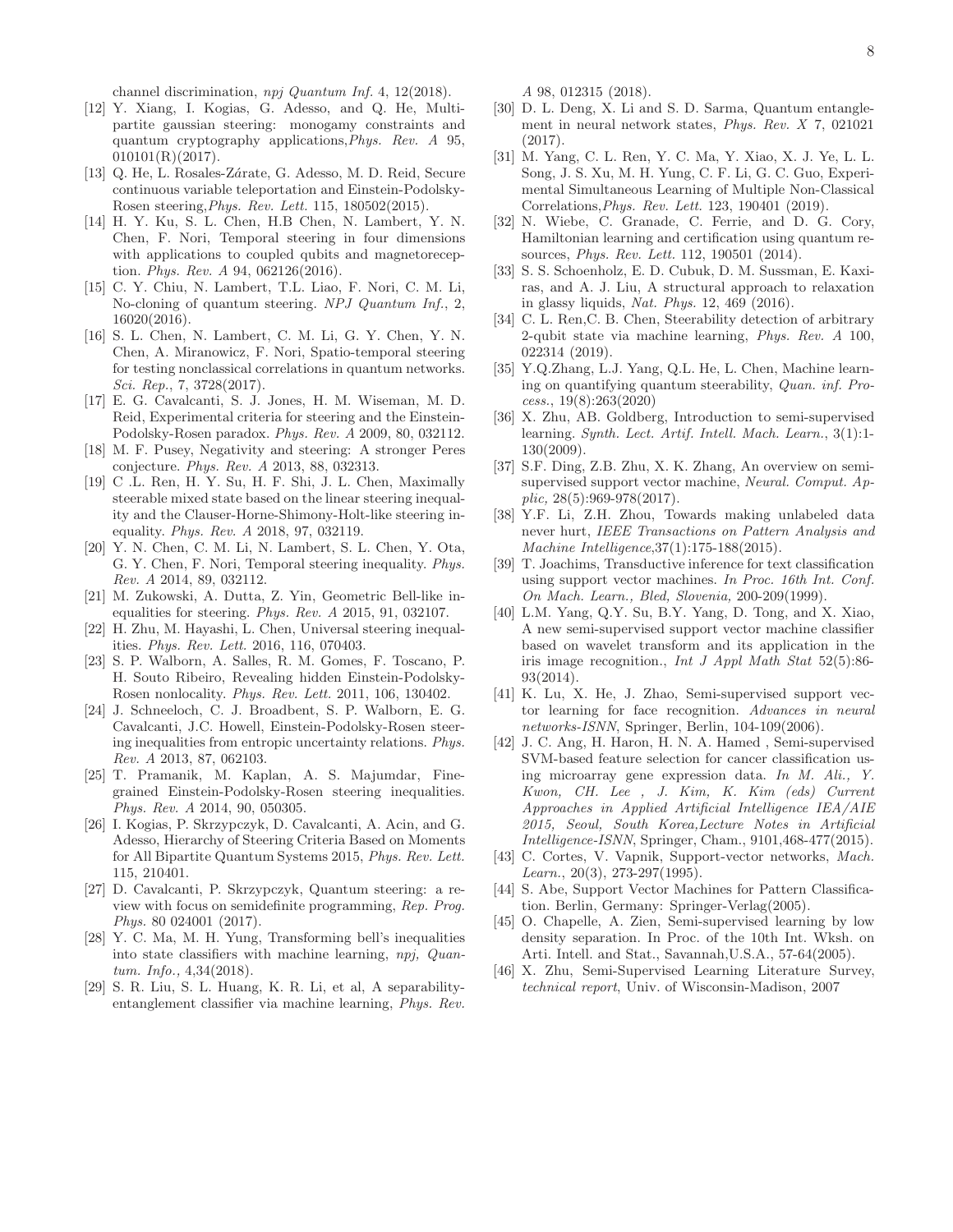channel discrimination, *npj Quantum Inf.* 4, 12(2018).

[12] Y. Xiang, I. Kogias, G. Adesso, and Q. He, Multipartite gaussian steering: monogamy constraints and quantum cryptography applications,*Phys. Rev. A* 95, 010101(R)(2017).

[13] Q. He, L. Rosales-Zárate, G. Adesso, M. D. Reid, Secure continuous variable teleportation and Einstein-Podolsky-Rosen steering,*Phys. Rev. Lett.* 115, 180502(2015).

[14] H. Y. Ku, S. L. Chen, H.B Chen, N. Lambert, Y. N. Chen, F. Nori, Temporal steering in four dimensions with applications to coupled qubits and magnetoreception. *Phys. Rev. A* 94, 062126(2016).

[15] C. Y. Chiu, N. Lambert, T.L. Liao, F. Nori, C. M. Li, No-cloning of quantum steering. *NPJ Quantum Inf.*, 2, 16020(2016).

[16] S. L. Chen, N. Lambert, C. M. Li, G. Y. Chen, Y. N. Chen, A. Miranowicz, F. Nori, Spatio-temporal steering for testing nonclassical correlations in quantum networks. *Sci. Rep.*, 7, 3728(2017).

[17] E. G. Cavalcanti, S. J. Jones, H. M. Wiseman, M. D. Reid, Experimental criteria for steering and the Einstein-Podolsky-Rosen paradox. *Phys. Rev. A* 2009, 80, 032112.

[18] M. F. Pusey, Negativity and steering: A stronger Peres conjecture. *Phys. Rev. A* 2013, 88, 032313.

[19] C .L. Ren, H. Y. Su, H. F. Shi, J. L. Chen, Maximally steerable mixed state based on the linear steering inequality and the Clauser-Horne-Shimony-Holt-like steering inequality. *Phys. Rev. A* 2018, 97, 032119.

[20] Y. N. Chen, C. M. Li, N. Lambert, S. L. Chen, Y. Ota, G. Y. Chen, F. Nori, Temporal steering inequality. *Phys. Rev. A* 2014, 89, 032112.

[21] M. Zukowski, A. Dutta, Z. Yin, Geometric Bell-like inequalities for steering. *Phys. Rev. A* 2015, 91, 032107.

[22] H. Zhu, M. Hayashi, L. Chen, Universal steering inequalities. *Phys. Rev. Lett.* 2016, 116, 070403.

[23] S. P. Walborn, A. Salles, R. M. Gomes, F. Toscano, P. H. Souto Ribeiro, Revealing hidden Einstein-Podolsky-Rosen nonlocality. *Phys. Rev. Lett.* 2011, 106, 130402.

[24] J. Schneeloch, C. J. Broadbent, S. P. Walborn, E. G. Cavalcanti, J.C. Howell, Einstein-Podolsky-Rosen steering inequalities from entropic uncertainty relations. *Phys. Rev. A* 2013, 87, 062103.

[25] T. Pramanik, M. Kaplan, A. S. Majumdar, Fine-grained Einstein-Podolsky-Rosen steering inequalities. *Phys. Rev. A* 2014, 90, 050305.

[26] I. Kogias, P. Skrzypczyk, D. Cavalcanti, A. Acin, and G. Adesso, Hierarchy of Steering Criteria Based on Moments for All Bipartite Quantum Systems 2015, *Phys. Rev. Lett.* 115, 210401.

[27] D. Cavalcanti, P. Skrzypczyk, Quantum steering: a review with focus on semidefinite programming, *Rep. Prog. Phys.* 80 024001 (2017).

[28] Y. C. Ma, M. H. Yung, Transforming bell's inequalities into state classifiers with machine learning, *npj, Quantum. Info.,* 4,34(2018).

[29] S. R. Liu, S. L. Huang, K. R. Li, et al, A separability-entanglement classifier via machine learning, *Phys. Rev. A* 98, 012315 (2018).

[30] D. L. Deng, X. Li and S. D. Sarma, Quantum entanglement in neural network states, *Phys. Rev. X* 7, 021021 (2017).

[31] M. Yang, C. L. Ren, Y. C. Ma, Y. Xiao, X. J. Ye, L. L. Song, J. S. Xu, M. H. Yung, C. F. Li, G. C. Guo, Experimental Simultaneous Learning of Multiple Non-Classical Correlations,*Phys. Rev. Lett.* 123, 190401 (2019).

[32] N. Wiebe, C. Granade, C. Ferrie, and D. G. Cory, Hamiltonian learning and certification using quantum resources, *Phys. Rev. Lett.* 112, 190501 (2014).

[33] S. S. Schoenholz, E. D. Cubuk, D. M. Sussman, E. Kaxiras, and A. J. Liu, A structural approach to relaxation in glassy liquids, *Nat. Phys.* 12, 469 (2016).

[34] C. L. Ren,C. B. Chen, Steerability detection of arbitrary 2-qubit state via machine learning, *Phys. Rev. A* 100, 022314 (2019).

[35] Y.Q.Zhang, L.J. Yang, Q.L. He, L. Chen, Machine learning on quantifying quantum steerability, *Quan. inf. Process.*, 19(8):263(2020)

[36] X. Zhu, AB. Goldberg, Introduction to semi-supervised learning. *Synth. Lect. Artif. Intell. Mach. Learn.*, 3(1):1-130(2009).

[37] S.F. Ding, Z.B. Zhu, X. K. Zhang, An overview on semi-supervised support vector machine, *Neural. Comput. Applic,* 28(5):969-978(2017).

[38] Y.F. Li, Z.H. Zhou, Towards making unlabeled data never hurt, *IEEE Transactions on Pattern Analysis and Machine Intelligence*,37(1):175-188(2015).

[39] T. Joachims, Transductive inference for text classification using support vector machines. *In Proc. 16th Int. Conf. On Mach. Learn., Bled, Slovenia,* 200-209(1999).

[40] L.M. Yang, Q.Y. Su, B.Y. Yang, D. Tong, and X. Xiao, A new semi-supervised support vector machine classifier based on wavelet transform and its application in the iris image recognition., *Int J Appl Math Stat* 52(5):86-93(2014).

[41] K. Lu, X. He, J. Zhao, Semi-supervised support vector learning for face recognition. *Advances in neural networks-ISNN*, Springer, Berlin, 104-109(2006).

[42] J. C. Ang, H. Haron, H. N. A. Hamed , Semi-supervised SVM-based feature selection for cancer classification using microarray gene expression data. *In M. Ali., Y. Kwon, CH. Lee , J. Kim, K. Kim (eds) Current Approaches in Applied Artificial Intelligence IEA/AIE 2015, Seoul, South Korea,Lecture Notes in Artificial Intelligence-ISNN*, Springer, Cham., 9101,468-477(2015).

[43] C. Cortes, V. Vapnik, Support-vector networks, *Mach. Learn.*, 20(3), 273-297(1995).

[44] S. Abe, Support Vector Machines for Pattern Classification. Berlin, Germany: Springer-Verlag(2005).

[45] O. Chapelle, A. Zien, Semi-supervised learning by low density separation. In Proc. of the 10th Int. Wksh. on Arti. Intell. and Stat., Savannah,U.S.A., 57-64(2005).

[46] X. Zhu, Semi-Supervised Learning Literature Survey, *technical report*, Univ. of Wisconsin-Madison, 2007